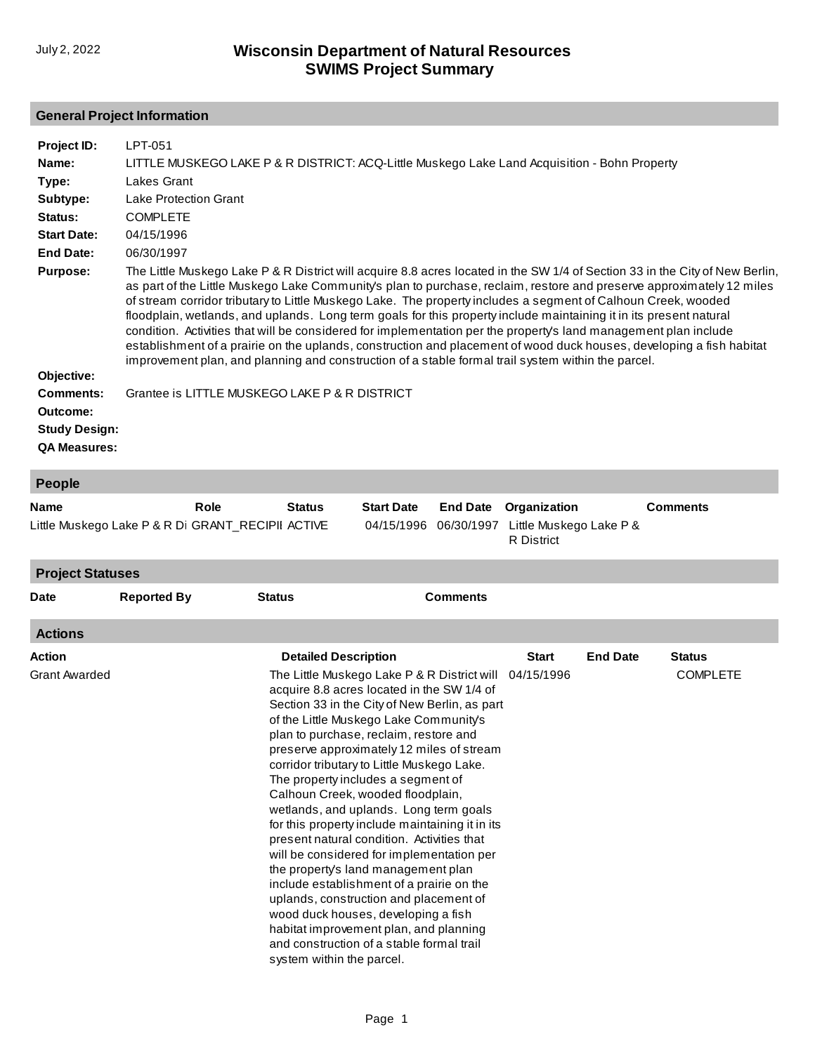# Wisconsin Department of Natural Resources
## SWIMS Project Summary

July 2, 2022

### General Project Information

**Project ID:** LPT-051

**Name:** LITTLE MUSKEGO LAKE P & R DISTRICT: ACQ-Little Muskego Lake Land Acquisition - Bohn Property

**Type:** Lakes Grant

**Subtype:** Lake Protection Grant

**Status:** COMPLETE

**Start Date:** 04/15/1996

**End Date:** 06/30/1997

**Purpose:** The Little Muskego Lake P & R District will acquire 8.8 acres located in the SW 1/4 of Section 33 in the City of New Berlin, as part of the Little Muskego Lake Community's plan to purchase, reclaim, restore and preserve approximately 12 miles of stream corridor tributary to Little Muskego Lake. The property includes a segment of Calhoun Creek, wooded floodplain, wetlands, and uplands. Long term goals for this property include maintaining it in its present natural condition. Activities that will be considered for implementation per the property's land management plan include establishment of a prairie on the uplands, construction and placement of wood duck houses, developing a fish habitat improvement plan, and planning and construction of a stable formal trail system within the parcel.

**Objective:**

**Comments:** Grantee is LITTLE MUSKEGO LAKE P & R DISTRICT

**Outcome:**

**Study Design:**

**QA Measures:**

### People

| Name | Role | Status | Start Date | End Date | Organization | Comments |
|---|---|---|---|---|---|---|
| Little Muskego Lake P & R Di | GRANT_RECIPII | ACTIVE | 04/15/1996 | 06/30/1997 | Little Muskego Lake P & R District | |

### Project Statuses

| Date | Reported By | Status | Comments |
|---|---|---|---|

### Actions

| Action | Detailed Description | Start | End Date | Status |
|---|---|---|---|---|
| Grant Awarded | The Little Muskego Lake P & R District will acquire 8.8 acres located in the SW 1/4 of Section 33 in the City of New Berlin, as part of the Little Muskego Lake Community's plan to purchase, reclaim, restore and preserve approximately 12 miles of stream corridor tributary to Little Muskego Lake. The property includes a segment of Calhoun Creek, wooded floodplain, wetlands, and uplands. Long term goals for this property include maintaining it in its present natural condition. Activities that will be considered for implementation per the property's land management plan include establishment of a prairie on the uplands, construction and placement of wood duck houses, developing a fish habitat improvement plan, and planning and construction of a stable formal trail system within the parcel. | 04/15/1996 | | COMPLETE |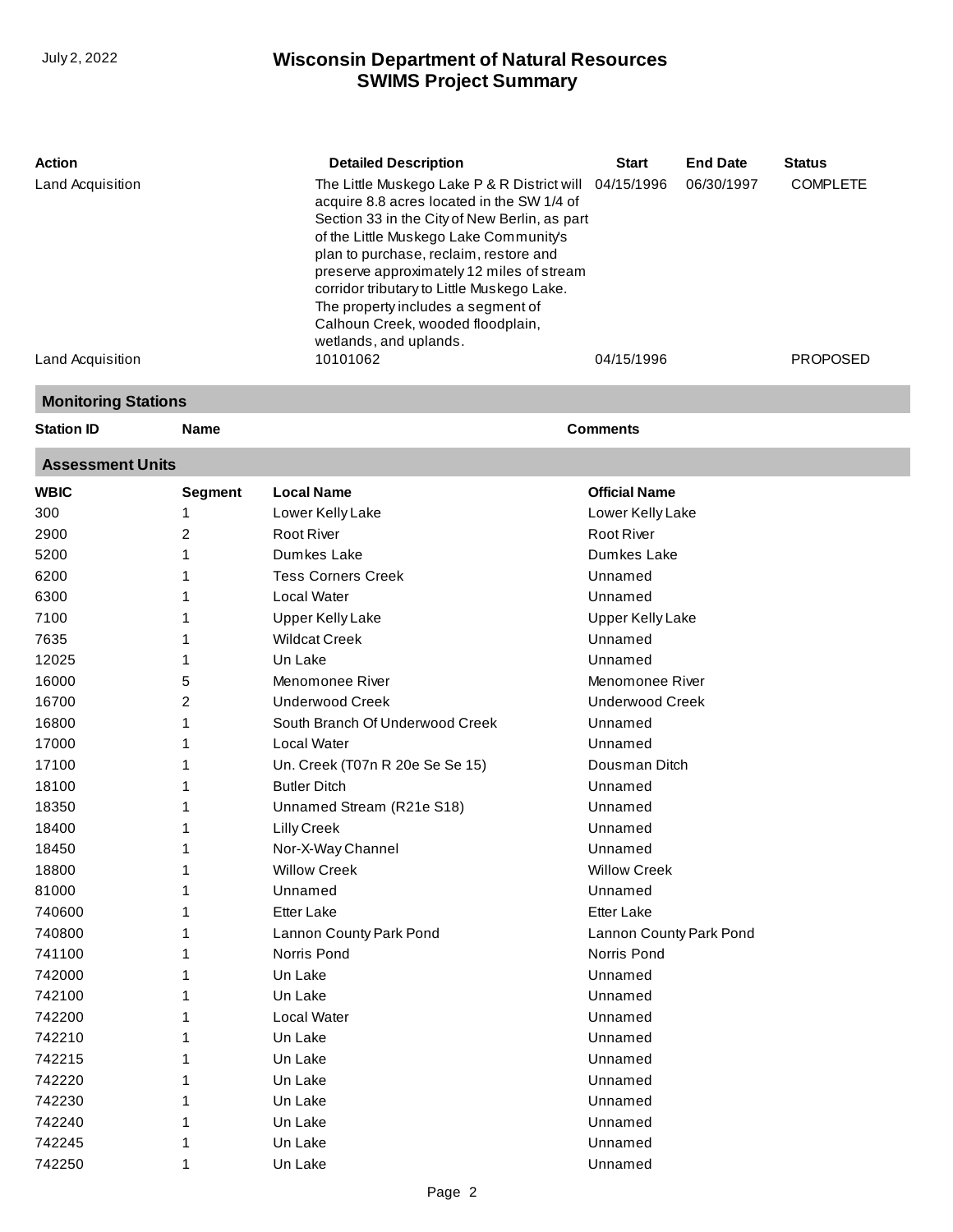| Action | Detailed Description | Start | End Date | Status |
|---|---|---|---|---|
| Land Acquisition | The Little Muskego Lake P & R District will acquire 8.8 acres located in the SW 1/4 of Section 33 in the City of New Berlin, as part of the Little Muskego Lake Community's plan to purchase, reclaim, restore and preserve approximately 12 miles of stream corridor tributary to Little Muskego Lake. The property includes a segment of Calhoun Creek, wooded floodplain, wetlands, and uplands. | 04/15/1996 | 06/30/1997 | COMPLETE |
| Land Acquisition | 10101062 | 04/15/1996 | | PROPOSED |

## Monitoring Stations

| Station ID | Name | Comments |
|---|---|---|

## Assessment Units

| WBIC | Segment | Local Name | Official Name |
|---|---|---|---|
| 300 | 1 | Lower Kelly Lake | Lower Kelly Lake |
| 2900 | 2 | Root River | Root River |
| 5200 | 1 | Dumkes Lake | Dumkes Lake |
| 6200 | 1 | Tess Corners Creek | Unnamed |
| 6300 | 1 | Local Water | Unnamed |
| 7100 | 1 | Upper Kelly Lake | Upper Kelly Lake |
| 7635 | 1 | Wildcat Creek | Unnamed |
| 12025 | 1 | Un Lake | Unnamed |
| 16000 | 5 | Menomonee River | Menomonee River |
| 16700 | 2 | Underwood Creek | Underwood Creek |
| 16800 | 1 | South Branch Of Underwood Creek | Unnamed |
| 17000 | 1 | Local Water | Unnamed |
| 17100 | 1 | Un. Creek (T07n R 20e Se Se 15) | Dousman Ditch |
| 18100 | 1 | Butler Ditch | Unnamed |
| 18350 | 1 | Unnamed Stream (R21e S18) | Unnamed |
| 18400 | 1 | Lilly Creek | Unnamed |
| 18450 | 1 | Nor-X-Way Channel | Unnamed |
| 18800 | 1 | Willow Creek | Willow Creek |
| 81000 | 1 | Unnamed | Unnamed |
| 740600 | 1 | Etter Lake | Etter Lake |
| 740800 | 1 | Lannon County Park Pond | Lannon County Park Pond |
| 741100 | 1 | Norris Pond | Norris Pond |
| 742000 | 1 | Un Lake | Unnamed |
| 742100 | 1 | Un Lake | Unnamed |
| 742200 | 1 | Local Water | Unnamed |
| 742210 | 1 | Un Lake | Unnamed |
| 742215 | 1 | Un Lake | Unnamed |
| 742220 | 1 | Un Lake | Unnamed |
| 742230 | 1 | Un Lake | Unnamed |
| 742240 | 1 | Un Lake | Unnamed |
| 742245 | 1 | Un Lake | Unnamed |
| 742250 | 1 | Un Lake | Unnamed |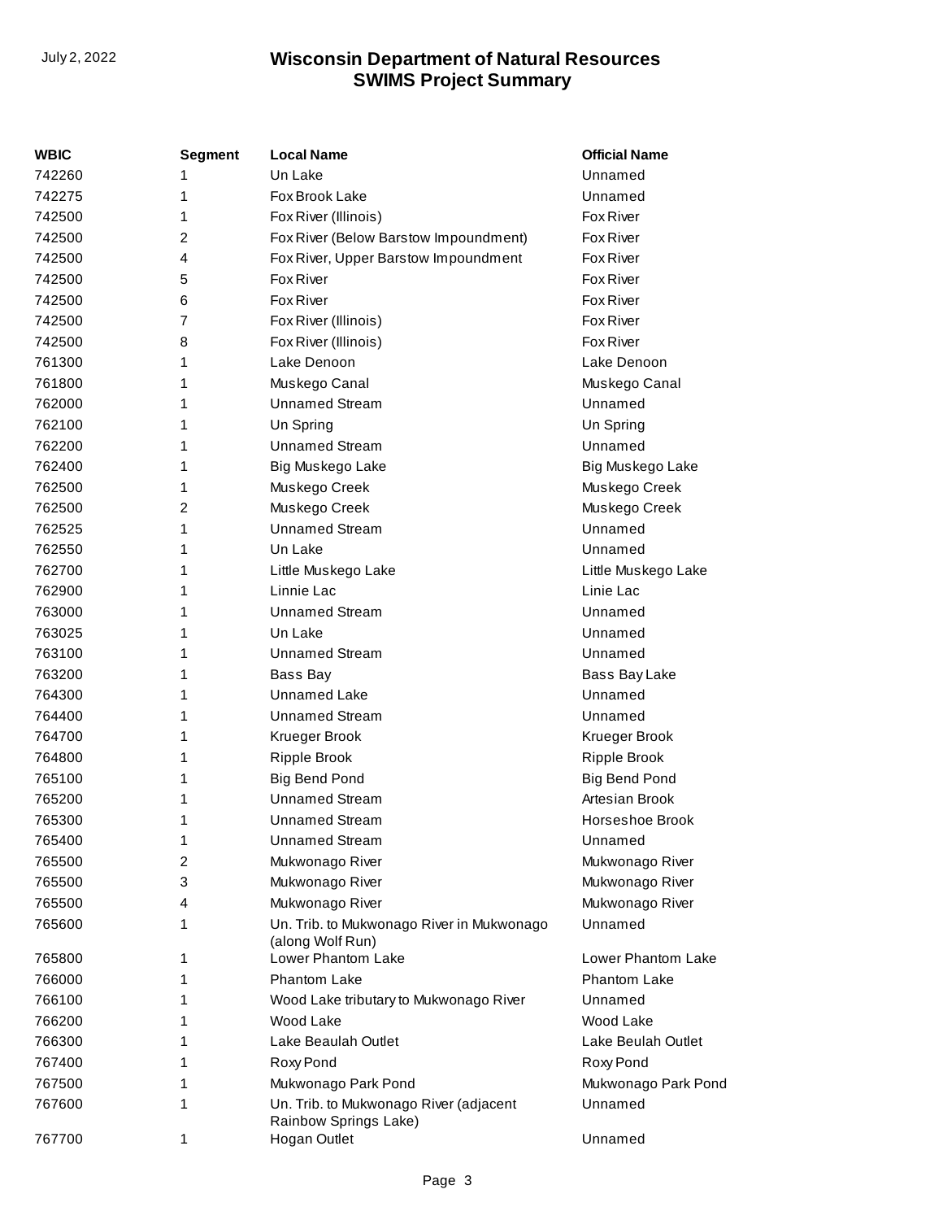| WBIC | Segment | Local Name | Official Name |
|---|---|---|---|
| 742260 | 1 | Un Lake | Unnamed |
| 742275 | 1 | Fox Brook Lake | Unnamed |
| 742500 | 1 | Fox River (Illinois) | Fox River |
| 742500 | 2 | Fox River (Below Barstow Impoundment) | Fox River |
| 742500 | 4 | Fox River, Upper Barstow Impoundment | Fox River |
| 742500 | 5 | Fox River | Fox River |
| 742500 | 6 | Fox River | Fox River |
| 742500 | 7 | Fox River (Illinois) | Fox River |
| 742500 | 8 | Fox River (Illinois) | Fox River |
| 761300 | 1 | Lake Denoon | Lake Denoon |
| 761800 | 1 | Muskego Canal | Muskego Canal |
| 762000 | 1 | Unnamed Stream | Unnamed |
| 762100 | 1 | Un Spring | Un Spring |
| 762200 | 1 | Unnamed Stream | Unnamed |
| 762400 | 1 | Big Muskego Lake | Big Muskego Lake |
| 762500 | 1 | Muskego Creek | Muskego Creek |
| 762500 | 2 | Muskego Creek | Muskego Creek |
| 762525 | 1 | Unnamed Stream | Unnamed |
| 762550 | 1 | Un Lake | Unnamed |
| 762700 | 1 | Little Muskego Lake | Little Muskego Lake |
| 762900 | 1 | Linnie Lac | Linie Lac |
| 763000 | 1 | Unnamed Stream | Unnamed |
| 763025 | 1 | Un Lake | Unnamed |
| 763100 | 1 | Unnamed Stream | Unnamed |
| 763200 | 1 | Bass Bay | Bass Bay Lake |
| 764300 | 1 | Unnamed Lake | Unnamed |
| 764400 | 1 | Unnamed Stream | Unnamed |
| 764700 | 1 | Krueger Brook | Krueger Brook |
| 764800 | 1 | Ripple Brook | Ripple Brook |
| 765100 | 1 | Big Bend Pond | Big Bend Pond |
| 765200 | 1 | Unnamed Stream | Artesian Brook |
| 765300 | 1 | Unnamed Stream | Horseshoe Brook |
| 765400 | 1 | Unnamed Stream | Unnamed |
| 765500 | 2 | Mukwonago River | Mukwonago River |
| 765500 | 3 | Mukwonago River | Mukwonago River |
| 765500 | 4 | Mukwonago River | Mukwonago River |
| 765600 | 1 | Un. Trib. to Mukwonago River in Mukwonago (along Wolf Run) | Unnamed |
| 765800 | 1 | Lower Phantom Lake | Lower Phantom Lake |
| 766000 | 1 | Phantom Lake | Phantom Lake |
| 766100 | 1 | Wood Lake tributary to Mukwonago River | Unnamed |
| 766200 | 1 | Wood Lake | Wood Lake |
| 766300 | 1 | Lake Beaulah Outlet | Lake Beulah Outlet |
| 767400 | 1 | Roxy Pond | Roxy Pond |
| 767500 | 1 | Mukwonago Park Pond | Mukwonago Park Pond |
| 767600 | 1 | Un. Trib. to Mukwonago River (adjacent Rainbow Springs Lake) | Unnamed |
| 767700 | 1 | Hogan Outlet | Unnamed |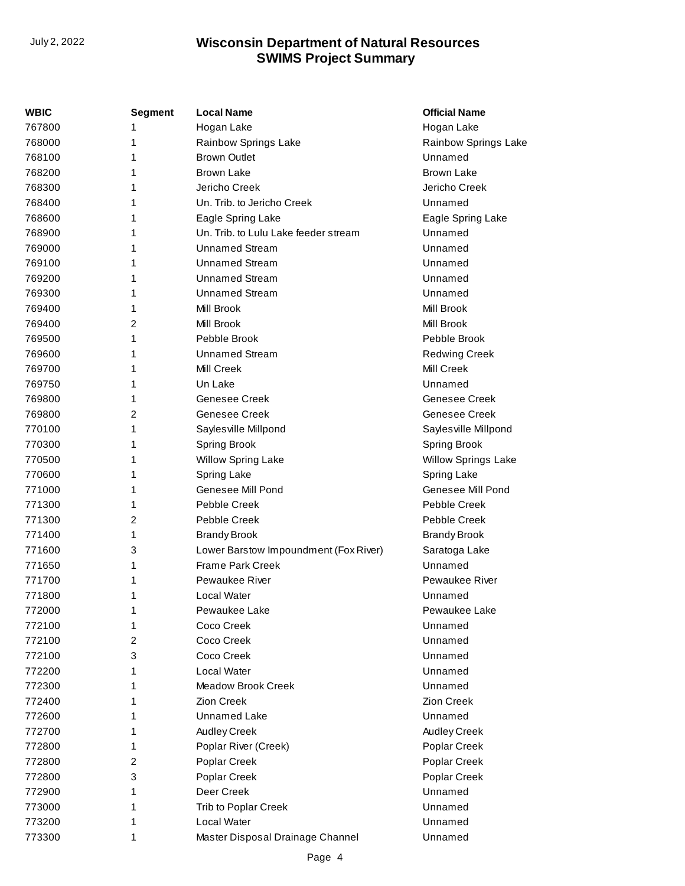| WBIC | Segment | Local Name | Official Name |
|---|---|---|---|
| 767800 | 1 | Hogan Lake | Hogan Lake |
| 768000 | 1 | Rainbow Springs Lake | Rainbow Springs Lake |
| 768100 | 1 | Brown Outlet | Unnamed |
| 768200 | 1 | Brown Lake | Brown Lake |
| 768300 | 1 | Jericho Creek | Jericho Creek |
| 768400 | 1 | Un. Trib. to Jericho Creek | Unnamed |
| 768600 | 1 | Eagle Spring Lake | Eagle Spring Lake |
| 768900 | 1 | Un. Trib. to Lulu Lake feeder stream | Unnamed |
| 769000 | 1 | Unnamed Stream | Unnamed |
| 769100 | 1 | Unnamed Stream | Unnamed |
| 769200 | 1 | Unnamed Stream | Unnamed |
| 769300 | 1 | Unnamed Stream | Unnamed |
| 769400 | 1 | Mill Brook | Mill Brook |
| 769400 | 2 | Mill Brook | Mill Brook |
| 769500 | 1 | Pebble Brook | Pebble Brook |
| 769600 | 1 | Unnamed Stream | Redwing Creek |
| 769700 | 1 | Mill Creek | Mill Creek |
| 769750 | 1 | Un Lake | Unnamed |
| 769800 | 1 | Genesee Creek | Genesee Creek |
| 769800 | 2 | Genesee Creek | Genesee Creek |
| 770100 | 1 | Saylesville Millpond | Saylesville Millpond |
| 770300 | 1 | Spring Brook | Spring Brook |
| 770500 | 1 | Willow Spring Lake | Willow Springs Lake |
| 770600 | 1 | Spring Lake | Spring Lake |
| 771000 | 1 | Genesee Mill Pond | Genesee Mill Pond |
| 771300 | 1 | Pebble Creek | Pebble Creek |
| 771300 | 2 | Pebble Creek | Pebble Creek |
| 771400 | 1 | Brandy Brook | Brandy Brook |
| 771600 | 3 | Lower Barstow Impoundment (Fox River) | Saratoga Lake |
| 771650 | 1 | Frame Park Creek | Unnamed |
| 771700 | 1 | Pewaukee River | Pewaukee River |
| 771800 | 1 | Local Water | Unnamed |
| 772000 | 1 | Pewaukee Lake | Pewaukee Lake |
| 772100 | 1 | Coco Creek | Unnamed |
| 772100 | 2 | Coco Creek | Unnamed |
| 772100 | 3 | Coco Creek | Unnamed |
| 772200 | 1 | Local Water | Unnamed |
| 772300 | 1 | Meadow Brook Creek | Unnamed |
| 772400 | 1 | Zion Creek | Zion Creek |
| 772600 | 1 | Unnamed Lake | Unnamed |
| 772700 | 1 | Audley Creek | Audley Creek |
| 772800 | 1 | Poplar River (Creek) | Poplar Creek |
| 772800 | 2 | Poplar Creek | Poplar Creek |
| 772800 | 3 | Poplar Creek | Poplar Creek |
| 772900 | 1 | Deer Creek | Unnamed |
| 773000 | 1 | Trib to Poplar Creek | Unnamed |
| 773200 | 1 | Local Water | Unnamed |
| 773300 | 1 | Master Disposal Drainage Channel | Unnamed |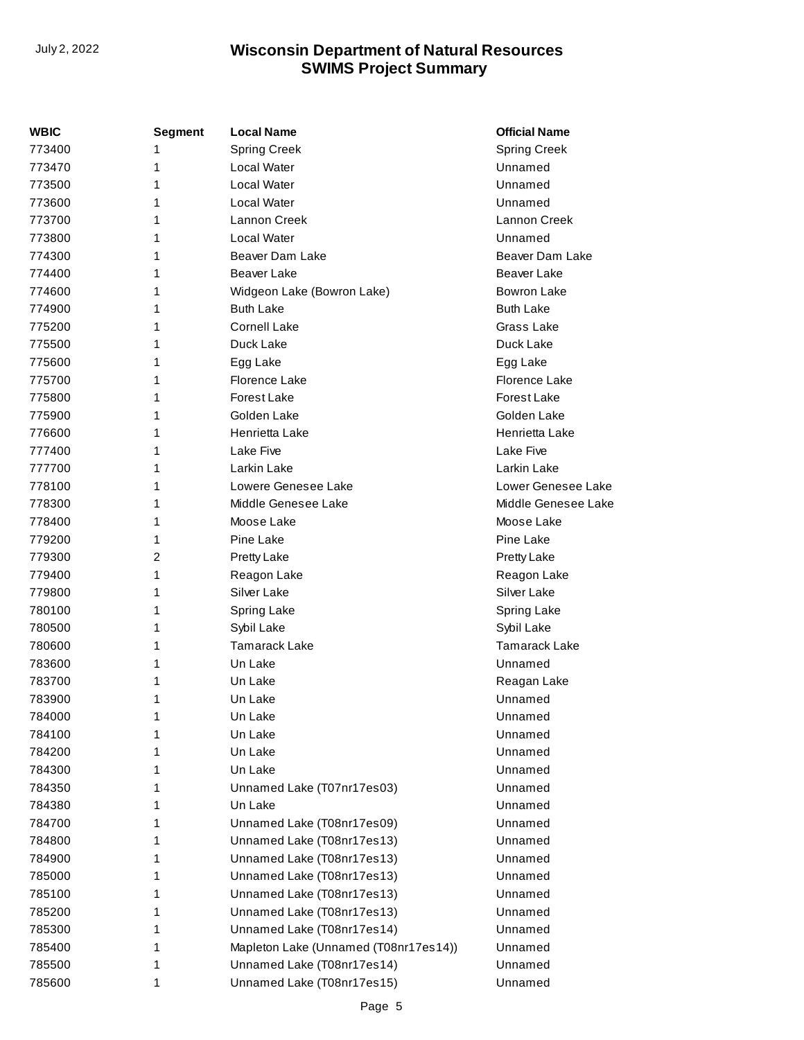| WBIC | Segment | Local Name | Official Name |
|---|---|---|---|
| 773400 | 1 | Spring Creek | Spring Creek |
| 773470 | 1 | Local Water | Unnamed |
| 773500 | 1 | Local Water | Unnamed |
| 773600 | 1 | Local Water | Unnamed |
| 773700 | 1 | Lannon Creek | Lannon Creek |
| 773800 | 1 | Local Water | Unnamed |
| 774300 | 1 | Beaver Dam Lake | Beaver Dam Lake |
| 774400 | 1 | Beaver Lake | Beaver Lake |
| 774600 | 1 | Widgeon Lake (Bowron Lake) | Bowron Lake |
| 774900 | 1 | Buth Lake | Buth Lake |
| 775200 | 1 | Cornell Lake | Grass Lake |
| 775500 | 1 | Duck Lake | Duck Lake |
| 775600 | 1 | Egg Lake | Egg Lake |
| 775700 | 1 | Florence Lake | Florence Lake |
| 775800 | 1 | Forest Lake | Forest Lake |
| 775900 | 1 | Golden Lake | Golden Lake |
| 776600 | 1 | Henrietta Lake | Henrietta Lake |
| 777400 | 1 | Lake Five | Lake Five |
| 777700 | 1 | Larkin Lake | Larkin Lake |
| 778100 | 1 | Lowere Genesee Lake | Lower Genesee Lake |
| 778300 | 1 | Middle Genesee Lake | Middle Genesee Lake |
| 778400 | 1 | Moose Lake | Moose Lake |
| 779200 | 1 | Pine Lake | Pine Lake |
| 779300 | 2 | Pretty Lake | Pretty Lake |
| 779400 | 1 | Reagon Lake | Reagon Lake |
| 779800 | 1 | Silver Lake | Silver Lake |
| 780100 | 1 | Spring Lake | Spring Lake |
| 780500 | 1 | Sybil Lake | Sybil Lake |
| 780600 | 1 | Tamarack Lake | Tamarack Lake |
| 783600 | 1 | Un Lake | Unnamed |
| 783700 | 1 | Un Lake | Reagan Lake |
| 783900 | 1 | Un Lake | Unnamed |
| 784000 | 1 | Un Lake | Unnamed |
| 784100 | 1 | Un Lake | Unnamed |
| 784200 | 1 | Un Lake | Unnamed |
| 784300 | 1 | Un Lake | Unnamed |
| 784350 | 1 | Unnamed Lake (T07nr17es03) | Unnamed |
| 784380 | 1 | Un Lake | Unnamed |
| 784700 | 1 | Unnamed Lake (T08nr17es09) | Unnamed |
| 784800 | 1 | Unnamed Lake (T08nr17es13) | Unnamed |
| 784900 | 1 | Unnamed Lake (T08nr17es13) | Unnamed |
| 785000 | 1 | Unnamed Lake (T08nr17es13) | Unnamed |
| 785100 | 1 | Unnamed Lake (T08nr17es13) | Unnamed |
| 785200 | 1 | Unnamed Lake (T08nr17es13) | Unnamed |
| 785300 | 1 | Unnamed Lake (T08nr17es14) | Unnamed |
| 785400 | 1 | Mapleton Lake (Unnamed (T08nr17es14)) | Unnamed |
| 785500 | 1 | Unnamed Lake (T08nr17es14) | Unnamed |
| 785600 | 1 | Unnamed Lake (T08nr17es15) | Unnamed |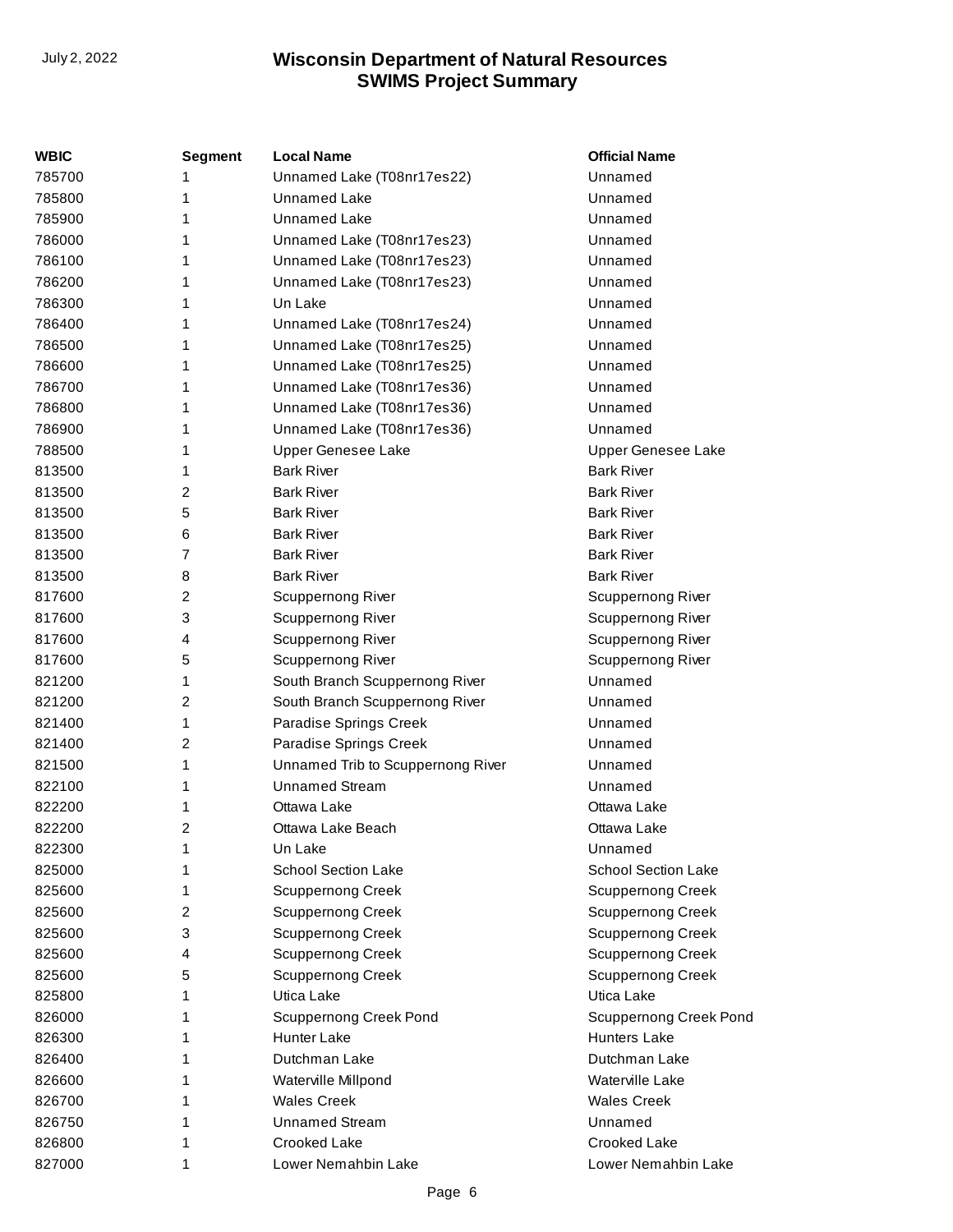| WBIC | Segment | Local Name | Official Name |
|---|---|---|---|
| 785700 | 1 | Unnamed Lake (T08nr17es22) | Unnamed |
| 785800 | 1 | Unnamed Lake | Unnamed |
| 785900 | 1 | Unnamed Lake | Unnamed |
| 786000 | 1 | Unnamed Lake (T08nr17es23) | Unnamed |
| 786100 | 1 | Unnamed Lake (T08nr17es23) | Unnamed |
| 786200 | 1 | Unnamed Lake (T08nr17es23) | Unnamed |
| 786300 | 1 | Un Lake | Unnamed |
| 786400 | 1 | Unnamed Lake (T08nr17es24) | Unnamed |
| 786500 | 1 | Unnamed Lake (T08nr17es25) | Unnamed |
| 786600 | 1 | Unnamed Lake (T08nr17es25) | Unnamed |
| 786700 | 1 | Unnamed Lake (T08nr17es36) | Unnamed |
| 786800 | 1 | Unnamed Lake (T08nr17es36) | Unnamed |
| 786900 | 1 | Unnamed Lake (T08nr17es36) | Unnamed |
| 788500 | 1 | Upper Genesee Lake | Upper Genesee Lake |
| 813500 | 1 | Bark River | Bark River |
| 813500 | 2 | Bark River | Bark River |
| 813500 | 5 | Bark River | Bark River |
| 813500 | 6 | Bark River | Bark River |
| 813500 | 7 | Bark River | Bark River |
| 813500 | 8 | Bark River | Bark River |
| 817600 | 2 | Scuppernong River | Scuppernong River |
| 817600 | 3 | Scuppernong River | Scuppernong River |
| 817600 | 4 | Scuppernong River | Scuppernong River |
| 817600 | 5 | Scuppernong River | Scuppernong River |
| 821200 | 1 | South Branch Scuppernong River | Unnamed |
| 821200 | 2 | South Branch Scuppernong River | Unnamed |
| 821400 | 1 | Paradise Springs Creek | Unnamed |
| 821400 | 2 | Paradise Springs Creek | Unnamed |
| 821500 | 1 | Unnamed Trib to Scuppernong River | Unnamed |
| 822100 | 1 | Unnamed Stream | Unnamed |
| 822200 | 1 | Ottawa Lake | Ottawa Lake |
| 822200 | 2 | Ottawa Lake Beach | Ottawa Lake |
| 822300 | 1 | Un Lake | Unnamed |
| 825000 | 1 | School Section Lake | School Section Lake |
| 825600 | 1 | Scuppernong Creek | Scuppernong Creek |
| 825600 | 2 | Scuppernong Creek | Scuppernong Creek |
| 825600 | 3 | Scuppernong Creek | Scuppernong Creek |
| 825600 | 4 | Scuppernong Creek | Scuppernong Creek |
| 825600 | 5 | Scuppernong Creek | Scuppernong Creek |
| 825800 | 1 | Utica Lake | Utica Lake |
| 826000 | 1 | Scuppernong Creek Pond | Scuppernong Creek Pond |
| 826300 | 1 | Hunter Lake | Hunters Lake |
| 826400 | 1 | Dutchman Lake | Dutchman Lake |
| 826600 | 1 | Waterville Millpond | Waterville Lake |
| 826700 | 1 | Wales Creek | Wales Creek |
| 826750 | 1 | Unnamed Stream | Unnamed |
| 826800 | 1 | Crooked Lake | Crooked Lake |
| 827000 | 1 | Lower Nemahbin Lake | Lower Nemahbin Lake |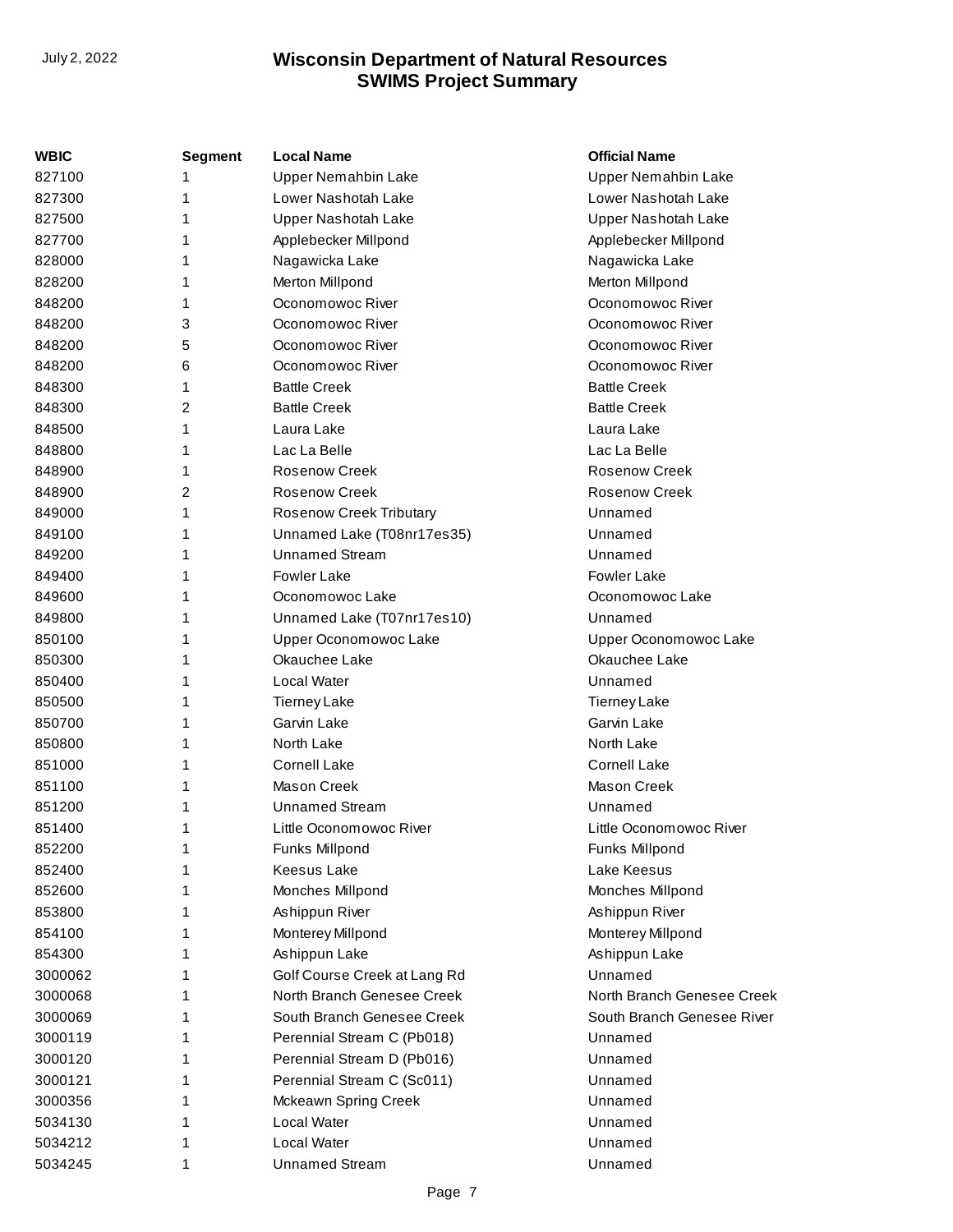| WBIC | Segment | Local Name | Official Name |
|---|---|---|---|
| 827100 | 1 | Upper Nemahbin Lake | Upper Nemahbin Lake |
| 827300 | 1 | Lower Nashotah Lake | Lower Nashotah Lake |
| 827500 | 1 | Upper Nashotah Lake | Upper Nashotah Lake |
| 827700 | 1 | Applebecker Millpond | Applebecker Millpond |
| 828000 | 1 | Nagawicka Lake | Nagawicka Lake |
| 828200 | 1 | Merton Millpond | Merton Millpond |
| 848200 | 1 | Oconomowoc River | Oconomowoc River |
| 848200 | 3 | Oconomowoc River | Oconomowoc River |
| 848200 | 5 | Oconomowoc River | Oconomowoc River |
| 848200 | 6 | Oconomowoc River | Oconomowoc River |
| 848300 | 1 | Battle Creek | Battle Creek |
| 848300 | 2 | Battle Creek | Battle Creek |
| 848500 | 1 | Laura Lake | Laura Lake |
| 848800 | 1 | Lac La Belle | Lac La Belle |
| 848900 | 1 | Rosenow Creek | Rosenow Creek |
| 848900 | 2 | Rosenow Creek | Rosenow Creek |
| 849000 | 1 | Rosenow Creek Tributary | Unnamed |
| 849100 | 1 | Unnamed Lake (T08nr17es35) | Unnamed |
| 849200 | 1 | Unnamed Stream | Unnamed |
| 849400 | 1 | Fowler Lake | Fowler Lake |
| 849600 | 1 | Oconomowoc Lake | Oconomowoc Lake |
| 849800 | 1 | Unnamed Lake (T07nr17es10) | Unnamed |
| 850100 | 1 | Upper Oconomowoc Lake | Upper Oconomowoc Lake |
| 850300 | 1 | Okauchee Lake | Okauchee Lake |
| 850400 | 1 | Local Water | Unnamed |
| 850500 | 1 | Tierney Lake | Tierney Lake |
| 850700 | 1 | Garvin Lake | Garvin Lake |
| 850800 | 1 | North Lake | North Lake |
| 851000 | 1 | Cornell Lake | Cornell Lake |
| 851100 | 1 | Mason Creek | Mason Creek |
| 851200 | 1 | Unnamed Stream | Unnamed |
| 851400 | 1 | Little Oconomowoc River | Little Oconomowoc River |
| 852200 | 1 | Funks Millpond | Funks Millpond |
| 852400 | 1 | Keesus Lake | Lake Keesus |
| 852600 | 1 | Monches Millpond | Monches Millpond |
| 853800 | 1 | Ashippun River | Ashippun River |
| 854100 | 1 | Monterey Millpond | Monterey Millpond |
| 854300 | 1 | Ashippun Lake | Ashippun Lake |
| 3000062 | 1 | Golf Course Creek at Lang Rd | Unnamed |
| 3000068 | 1 | North Branch Genesee Creek | North Branch Genesee Creek |
| 3000069 | 1 | South Branch Genesee Creek | South Branch Genesee River |
| 3000119 | 1 | Perennial Stream C (Pb018) | Unnamed |
| 3000120 | 1 | Perennial Stream D (Pb016) | Unnamed |
| 3000121 | 1 | Perennial Stream C (Sc011) | Unnamed |
| 3000356 | 1 | Mckeawn Spring Creek | Unnamed |
| 5034130 | 1 | Local Water | Unnamed |
| 5034212 | 1 | Local Water | Unnamed |
| 5034245 | 1 | Unnamed Stream | Unnamed |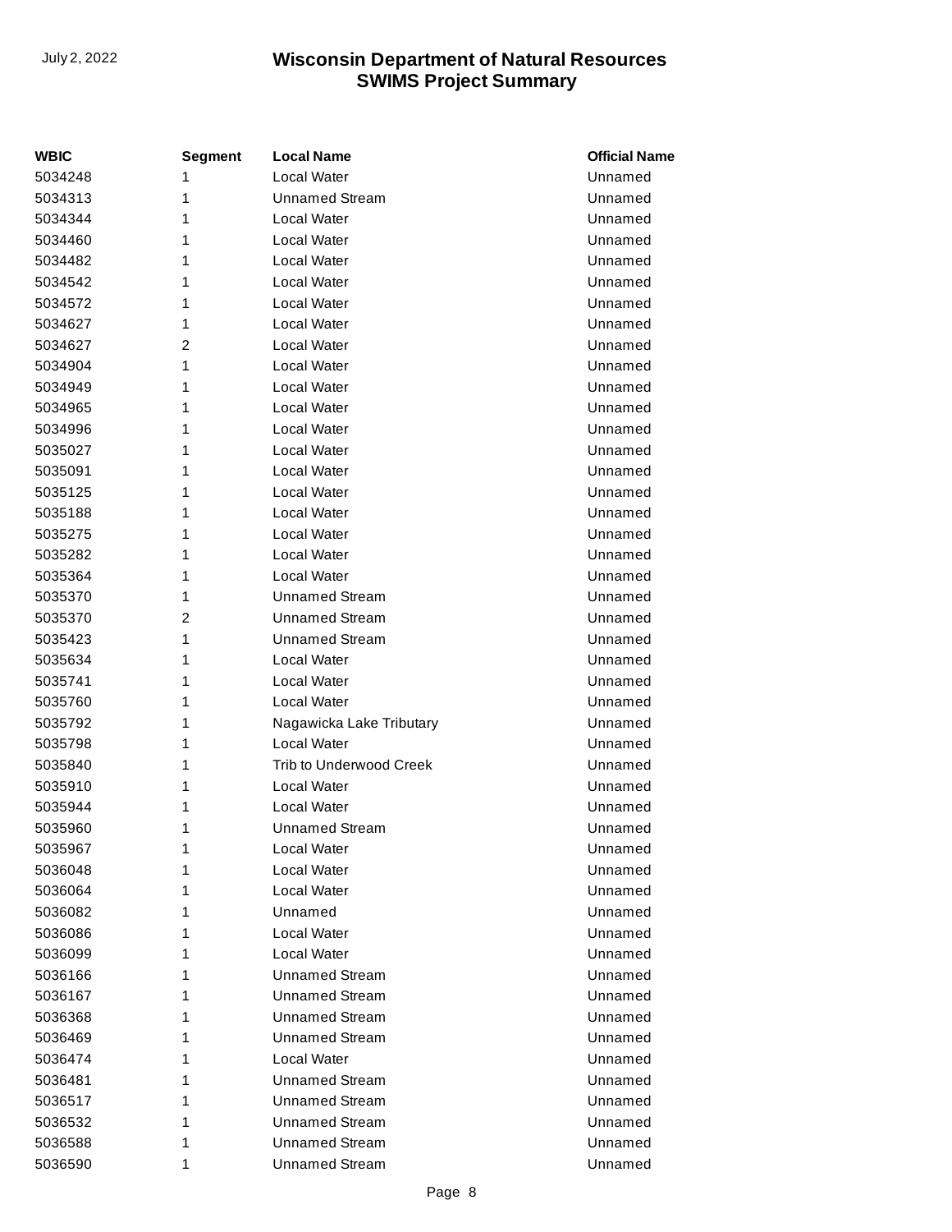| WBIC | Segment | Local Name | Official Name |
| --- | --- | --- | --- |
| 5034248 | 1 | Local Water | Unnamed |
| 5034313 | 1 | Unnamed Stream | Unnamed |
| 5034344 | 1 | Local Water | Unnamed |
| 5034460 | 1 | Local Water | Unnamed |
| 5034482 | 1 | Local Water | Unnamed |
| 5034542 | 1 | Local Water | Unnamed |
| 5034572 | 1 | Local Water | Unnamed |
| 5034627 | 1 | Local Water | Unnamed |
| 5034627 | 2 | Local Water | Unnamed |
| 5034904 | 1 | Local Water | Unnamed |
| 5034949 | 1 | Local Water | Unnamed |
| 5034965 | 1 | Local Water | Unnamed |
| 5034996 | 1 | Local Water | Unnamed |
| 5035027 | 1 | Local Water | Unnamed |
| 5035091 | 1 | Local Water | Unnamed |
| 5035125 | 1 | Local Water | Unnamed |
| 5035188 | 1 | Local Water | Unnamed |
| 5035275 | 1 | Local Water | Unnamed |
| 5035282 | 1 | Local Water | Unnamed |
| 5035364 | 1 | Local Water | Unnamed |
| 5035370 | 1 | Unnamed Stream | Unnamed |
| 5035370 | 2 | Unnamed Stream | Unnamed |
| 5035423 | 1 | Unnamed Stream | Unnamed |
| 5035634 | 1 | Local Water | Unnamed |
| 5035741 | 1 | Local Water | Unnamed |
| 5035760 | 1 | Local Water | Unnamed |
| 5035792 | 1 | Nagawicka Lake Tributary | Unnamed |
| 5035798 | 1 | Local Water | Unnamed |
| 5035840 | 1 | Trib to Underwood Creek | Unnamed |
| 5035910 | 1 | Local Water | Unnamed |
| 5035944 | 1 | Local Water | Unnamed |
| 5035960 | 1 | Unnamed Stream | Unnamed |
| 5035967 | 1 | Local Water | Unnamed |
| 5036048 | 1 | Local Water | Unnamed |
| 5036064 | 1 | Local Water | Unnamed |
| 5036082 | 1 | Unnamed | Unnamed |
| 5036086 | 1 | Local Water | Unnamed |
| 5036099 | 1 | Local Water | Unnamed |
| 5036166 | 1 | Unnamed Stream | Unnamed |
| 5036167 | 1 | Unnamed Stream | Unnamed |
| 5036368 | 1 | Unnamed Stream | Unnamed |
| 5036469 | 1 | Unnamed Stream | Unnamed |
| 5036474 | 1 | Local Water | Unnamed |
| 5036481 | 1 | Unnamed Stream | Unnamed |
| 5036517 | 1 | Unnamed Stream | Unnamed |
| 5036532 | 1 | Unnamed Stream | Unnamed |
| 5036588 | 1 | Unnamed Stream | Unnamed |
| 5036590 | 1 | Unnamed Stream | Unnamed |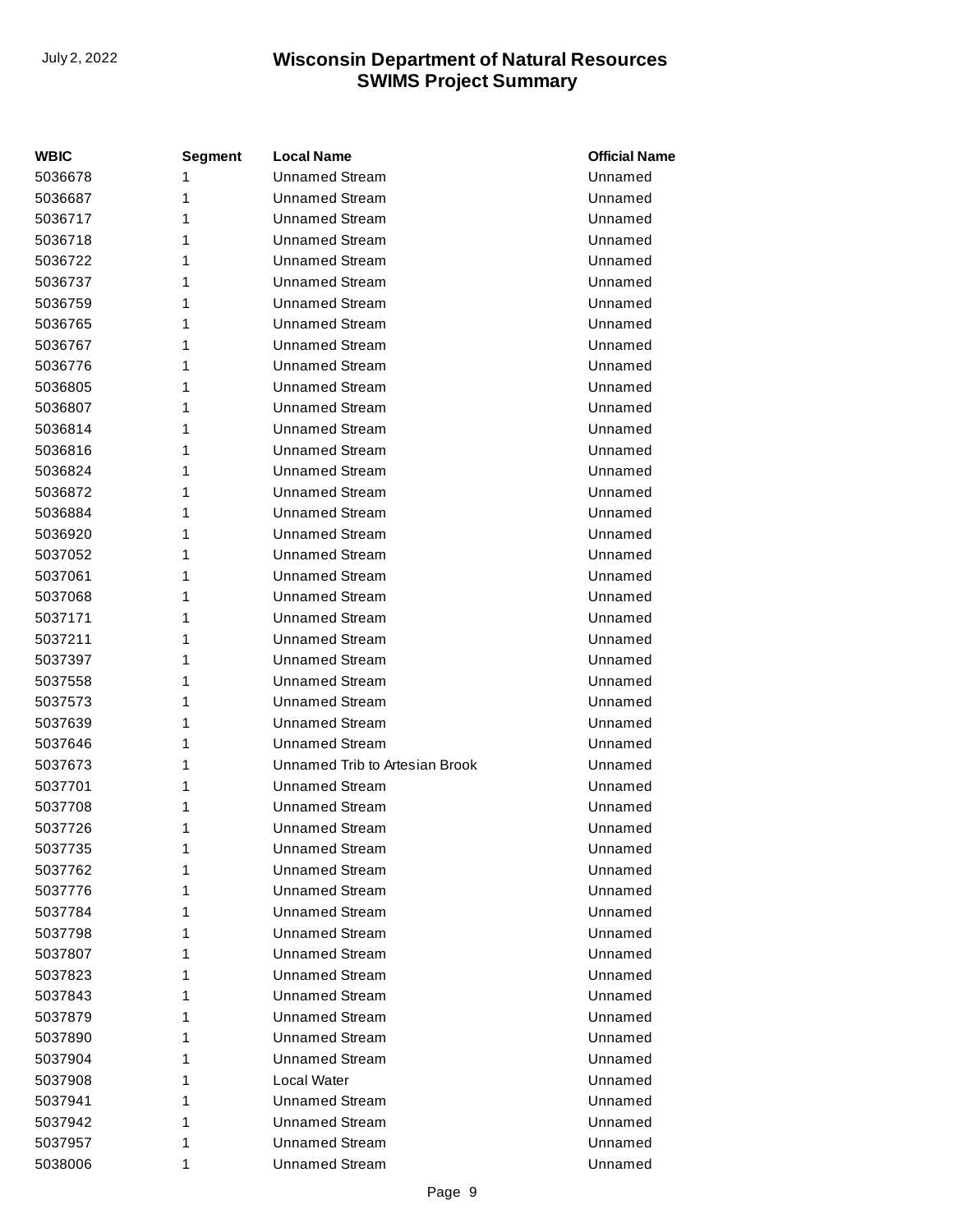| WBIC | Segment | Local Name | Official Name |
|---|---|---|---|
| 5036678 | 1 | Unnamed Stream | Unnamed |
| 5036687 | 1 | Unnamed Stream | Unnamed |
| 5036717 | 1 | Unnamed Stream | Unnamed |
| 5036718 | 1 | Unnamed Stream | Unnamed |
| 5036722 | 1 | Unnamed Stream | Unnamed |
| 5036737 | 1 | Unnamed Stream | Unnamed |
| 5036759 | 1 | Unnamed Stream | Unnamed |
| 5036765 | 1 | Unnamed Stream | Unnamed |
| 5036767 | 1 | Unnamed Stream | Unnamed |
| 5036776 | 1 | Unnamed Stream | Unnamed |
| 5036805 | 1 | Unnamed Stream | Unnamed |
| 5036807 | 1 | Unnamed Stream | Unnamed |
| 5036814 | 1 | Unnamed Stream | Unnamed |
| 5036816 | 1 | Unnamed Stream | Unnamed |
| 5036824 | 1 | Unnamed Stream | Unnamed |
| 5036872 | 1 | Unnamed Stream | Unnamed |
| 5036884 | 1 | Unnamed Stream | Unnamed |
| 5036920 | 1 | Unnamed Stream | Unnamed |
| 5037052 | 1 | Unnamed Stream | Unnamed |
| 5037061 | 1 | Unnamed Stream | Unnamed |
| 5037068 | 1 | Unnamed Stream | Unnamed |
| 5037171 | 1 | Unnamed Stream | Unnamed |
| 5037211 | 1 | Unnamed Stream | Unnamed |
| 5037397 | 1 | Unnamed Stream | Unnamed |
| 5037558 | 1 | Unnamed Stream | Unnamed |
| 5037573 | 1 | Unnamed Stream | Unnamed |
| 5037639 | 1 | Unnamed Stream | Unnamed |
| 5037646 | 1 | Unnamed Stream | Unnamed |
| 5037673 | 1 | Unnamed Trib to Artesian Brook | Unnamed |
| 5037701 | 1 | Unnamed Stream | Unnamed |
| 5037708 | 1 | Unnamed Stream | Unnamed |
| 5037726 | 1 | Unnamed Stream | Unnamed |
| 5037735 | 1 | Unnamed Stream | Unnamed |
| 5037762 | 1 | Unnamed Stream | Unnamed |
| 5037776 | 1 | Unnamed Stream | Unnamed |
| 5037784 | 1 | Unnamed Stream | Unnamed |
| 5037798 | 1 | Unnamed Stream | Unnamed |
| 5037807 | 1 | Unnamed Stream | Unnamed |
| 5037823 | 1 | Unnamed Stream | Unnamed |
| 5037843 | 1 | Unnamed Stream | Unnamed |
| 5037879 | 1 | Unnamed Stream | Unnamed |
| 5037890 | 1 | Unnamed Stream | Unnamed |
| 5037904 | 1 | Unnamed Stream | Unnamed |
| 5037908 | 1 | Local Water | Unnamed |
| 5037941 | 1 | Unnamed Stream | Unnamed |
| 5037942 | 1 | Unnamed Stream | Unnamed |
| 5037957 | 1 | Unnamed Stream | Unnamed |
| 5038006 | 1 | Unnamed Stream | Unnamed |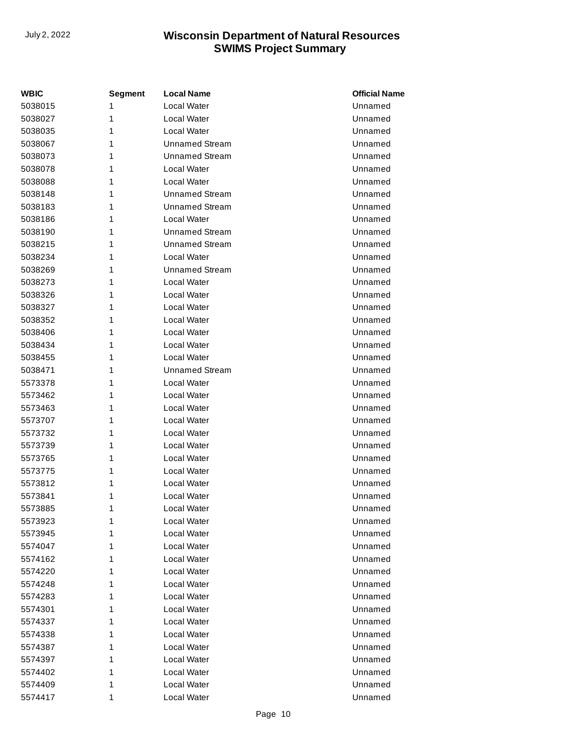| WBIC | Segment | Local Name | Official Name |
| --- | --- | --- | --- |
| 5038015 | 1 | Local Water | Unnamed |
| 5038027 | 1 | Local Water | Unnamed |
| 5038035 | 1 | Local Water | Unnamed |
| 5038067 | 1 | Unnamed Stream | Unnamed |
| 5038073 | 1 | Unnamed Stream | Unnamed |
| 5038078 | 1 | Local Water | Unnamed |
| 5038088 | 1 | Local Water | Unnamed |
| 5038148 | 1 | Unnamed Stream | Unnamed |
| 5038183 | 1 | Unnamed Stream | Unnamed |
| 5038186 | 1 | Local Water | Unnamed |
| 5038190 | 1 | Unnamed Stream | Unnamed |
| 5038215 | 1 | Unnamed Stream | Unnamed |
| 5038234 | 1 | Local Water | Unnamed |
| 5038269 | 1 | Unnamed Stream | Unnamed |
| 5038273 | 1 | Local Water | Unnamed |
| 5038326 | 1 | Local Water | Unnamed |
| 5038327 | 1 | Local Water | Unnamed |
| 5038352 | 1 | Local Water | Unnamed |
| 5038406 | 1 | Local Water | Unnamed |
| 5038434 | 1 | Local Water | Unnamed |
| 5038455 | 1 | Local Water | Unnamed |
| 5038471 | 1 | Unnamed Stream | Unnamed |
| 5573378 | 1 | Local Water | Unnamed |
| 5573462 | 1 | Local Water | Unnamed |
| 5573463 | 1 | Local Water | Unnamed |
| 5573707 | 1 | Local Water | Unnamed |
| 5573732 | 1 | Local Water | Unnamed |
| 5573739 | 1 | Local Water | Unnamed |
| 5573765 | 1 | Local Water | Unnamed |
| 5573775 | 1 | Local Water | Unnamed |
| 5573812 | 1 | Local Water | Unnamed |
| 5573841 | 1 | Local Water | Unnamed |
| 5573885 | 1 | Local Water | Unnamed |
| 5573923 | 1 | Local Water | Unnamed |
| 5573945 | 1 | Local Water | Unnamed |
| 5574047 | 1 | Local Water | Unnamed |
| 5574162 | 1 | Local Water | Unnamed |
| 5574220 | 1 | Local Water | Unnamed |
| 5574248 | 1 | Local Water | Unnamed |
| 5574283 | 1 | Local Water | Unnamed |
| 5574301 | 1 | Local Water | Unnamed |
| 5574337 | 1 | Local Water | Unnamed |
| 5574338 | 1 | Local Water | Unnamed |
| 5574387 | 1 | Local Water | Unnamed |
| 5574397 | 1 | Local Water | Unnamed |
| 5574402 | 1 | Local Water | Unnamed |
| 5574409 | 1 | Local Water | Unnamed |
| 5574417 | 1 | Local Water | Unnamed |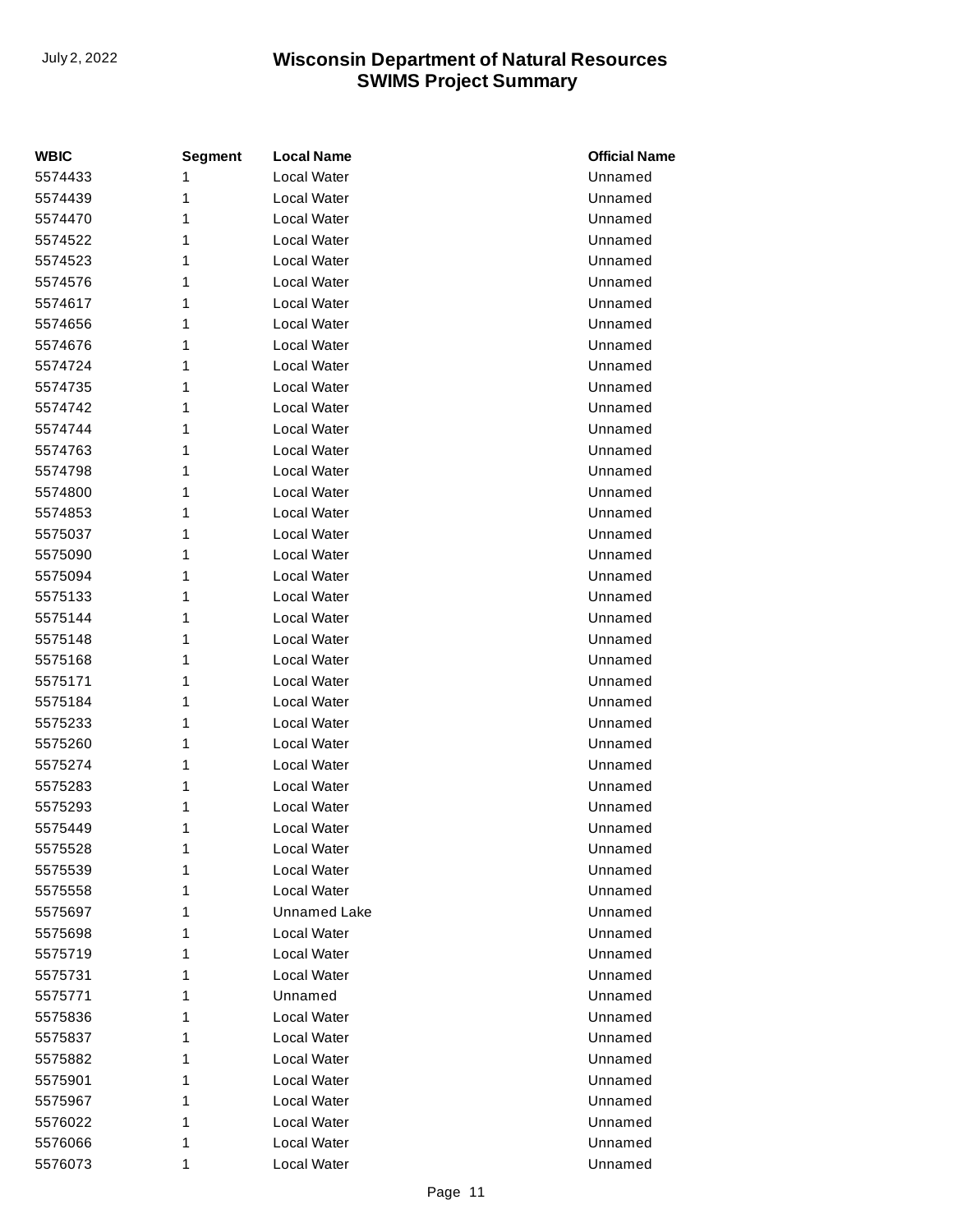| WBIC | Segment | Local Name | Official Name |
|---|---|---|---|
| 5574433 | 1 | Local Water | Unnamed |
| 5574439 | 1 | Local Water | Unnamed |
| 5574470 | 1 | Local Water | Unnamed |
| 5574522 | 1 | Local Water | Unnamed |
| 5574523 | 1 | Local Water | Unnamed |
| 5574576 | 1 | Local Water | Unnamed |
| 5574617 | 1 | Local Water | Unnamed |
| 5574656 | 1 | Local Water | Unnamed |
| 5574676 | 1 | Local Water | Unnamed |
| 5574724 | 1 | Local Water | Unnamed |
| 5574735 | 1 | Local Water | Unnamed |
| 5574742 | 1 | Local Water | Unnamed |
| 5574744 | 1 | Local Water | Unnamed |
| 5574763 | 1 | Local Water | Unnamed |
| 5574798 | 1 | Local Water | Unnamed |
| 5574800 | 1 | Local Water | Unnamed |
| 5574853 | 1 | Local Water | Unnamed |
| 5575037 | 1 | Local Water | Unnamed |
| 5575090 | 1 | Local Water | Unnamed |
| 5575094 | 1 | Local Water | Unnamed |
| 5575133 | 1 | Local Water | Unnamed |
| 5575144 | 1 | Local Water | Unnamed |
| 5575148 | 1 | Local Water | Unnamed |
| 5575168 | 1 | Local Water | Unnamed |
| 5575171 | 1 | Local Water | Unnamed |
| 5575184 | 1 | Local Water | Unnamed |
| 5575233 | 1 | Local Water | Unnamed |
| 5575260 | 1 | Local Water | Unnamed |
| 5575274 | 1 | Local Water | Unnamed |
| 5575283 | 1 | Local Water | Unnamed |
| 5575293 | 1 | Local Water | Unnamed |
| 5575449 | 1 | Local Water | Unnamed |
| 5575528 | 1 | Local Water | Unnamed |
| 5575539 | 1 | Local Water | Unnamed |
| 5575558 | 1 | Local Water | Unnamed |
| 5575697 | 1 | Unnamed Lake | Unnamed |
| 5575698 | 1 | Local Water | Unnamed |
| 5575719 | 1 | Local Water | Unnamed |
| 5575731 | 1 | Local Water | Unnamed |
| 5575771 | 1 | Unnamed | Unnamed |
| 5575836 | 1 | Local Water | Unnamed |
| 5575837 | 1 | Local Water | Unnamed |
| 5575882 | 1 | Local Water | Unnamed |
| 5575901 | 1 | Local Water | Unnamed |
| 5575967 | 1 | Local Water | Unnamed |
| 5576022 | 1 | Local Water | Unnamed |
| 5576066 | 1 | Local Water | Unnamed |
| 5576073 | 1 | Local Water | Unnamed |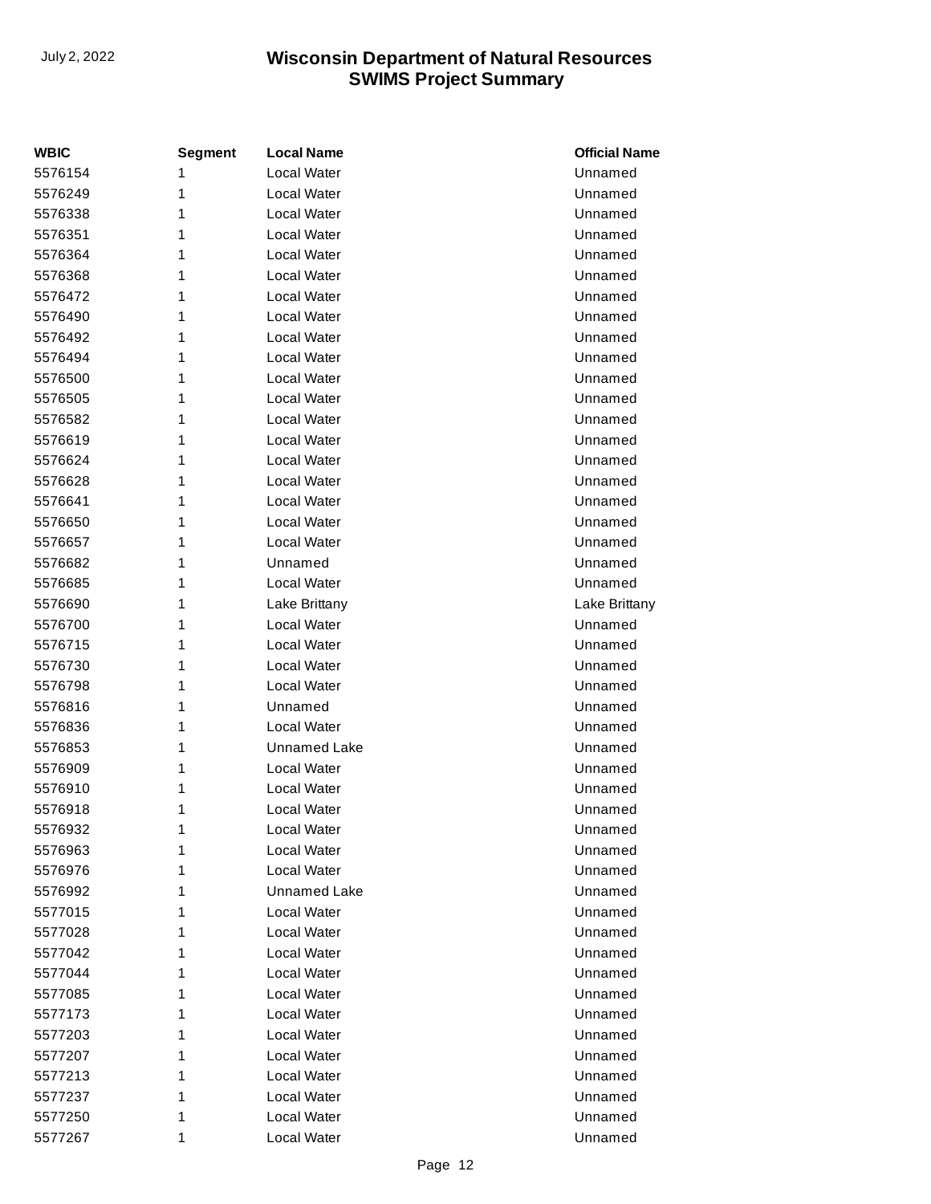| WBIC | Segment | Local Name | Official Name |
| --- | --- | --- | --- |
| 5576154 | 1 | Local Water | Unnamed |
| 5576249 | 1 | Local Water | Unnamed |
| 5576338 | 1 | Local Water | Unnamed |
| 5576351 | 1 | Local Water | Unnamed |
| 5576364 | 1 | Local Water | Unnamed |
| 5576368 | 1 | Local Water | Unnamed |
| 5576472 | 1 | Local Water | Unnamed |
| 5576490 | 1 | Local Water | Unnamed |
| 5576492 | 1 | Local Water | Unnamed |
| 5576494 | 1 | Local Water | Unnamed |
| 5576500 | 1 | Local Water | Unnamed |
| 5576505 | 1 | Local Water | Unnamed |
| 5576582 | 1 | Local Water | Unnamed |
| 5576619 | 1 | Local Water | Unnamed |
| 5576624 | 1 | Local Water | Unnamed |
| 5576628 | 1 | Local Water | Unnamed |
| 5576641 | 1 | Local Water | Unnamed |
| 5576650 | 1 | Local Water | Unnamed |
| 5576657 | 1 | Local Water | Unnamed |
| 5576682 | 1 | Unnamed | Unnamed |
| 5576685 | 1 | Local Water | Unnamed |
| 5576690 | 1 | Lake Brittany | Lake Brittany |
| 5576700 | 1 | Local Water | Unnamed |
| 5576715 | 1 | Local Water | Unnamed |
| 5576730 | 1 | Local Water | Unnamed |
| 5576798 | 1 | Local Water | Unnamed |
| 5576816 | 1 | Unnamed | Unnamed |
| 5576836 | 1 | Local Water | Unnamed |
| 5576853 | 1 | Unnamed Lake | Unnamed |
| 5576909 | 1 | Local Water | Unnamed |
| 5576910 | 1 | Local Water | Unnamed |
| 5576918 | 1 | Local Water | Unnamed |
| 5576932 | 1 | Local Water | Unnamed |
| 5576963 | 1 | Local Water | Unnamed |
| 5576976 | 1 | Local Water | Unnamed |
| 5576992 | 1 | Unnamed Lake | Unnamed |
| 5577015 | 1 | Local Water | Unnamed |
| 5577028 | 1 | Local Water | Unnamed |
| 5577042 | 1 | Local Water | Unnamed |
| 5577044 | 1 | Local Water | Unnamed |
| 5577085 | 1 | Local Water | Unnamed |
| 5577173 | 1 | Local Water | Unnamed |
| 5577203 | 1 | Local Water | Unnamed |
| 5577207 | 1 | Local Water | Unnamed |
| 5577213 | 1 | Local Water | Unnamed |
| 5577237 | 1 | Local Water | Unnamed |
| 5577250 | 1 | Local Water | Unnamed |
| 5577267 | 1 | Local Water | Unnamed |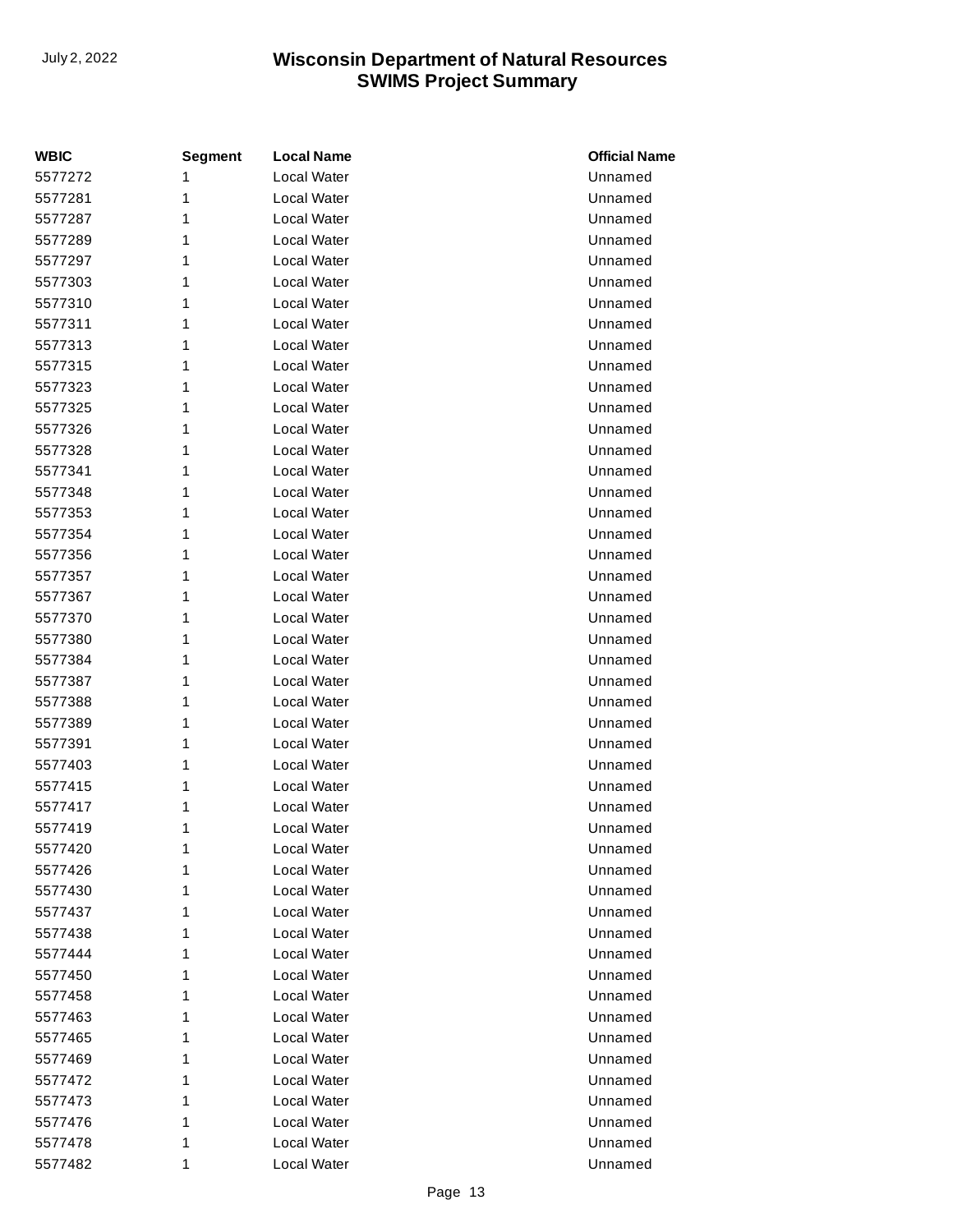| WBIC | Segment | Local Name | Official Name |
|---|---|---|---|
| 5577272 | 1 | Local Water | Unnamed |
| 5577281 | 1 | Local Water | Unnamed |
| 5577287 | 1 | Local Water | Unnamed |
| 5577289 | 1 | Local Water | Unnamed |
| 5577297 | 1 | Local Water | Unnamed |
| 5577303 | 1 | Local Water | Unnamed |
| 5577310 | 1 | Local Water | Unnamed |
| 5577311 | 1 | Local Water | Unnamed |
| 5577313 | 1 | Local Water | Unnamed |
| 5577315 | 1 | Local Water | Unnamed |
| 5577323 | 1 | Local Water | Unnamed |
| 5577325 | 1 | Local Water | Unnamed |
| 5577326 | 1 | Local Water | Unnamed |
| 5577328 | 1 | Local Water | Unnamed |
| 5577341 | 1 | Local Water | Unnamed |
| 5577348 | 1 | Local Water | Unnamed |
| 5577353 | 1 | Local Water | Unnamed |
| 5577354 | 1 | Local Water | Unnamed |
| 5577356 | 1 | Local Water | Unnamed |
| 5577357 | 1 | Local Water | Unnamed |
| 5577367 | 1 | Local Water | Unnamed |
| 5577370 | 1 | Local Water | Unnamed |
| 5577380 | 1 | Local Water | Unnamed |
| 5577384 | 1 | Local Water | Unnamed |
| 5577387 | 1 | Local Water | Unnamed |
| 5577388 | 1 | Local Water | Unnamed |
| 5577389 | 1 | Local Water | Unnamed |
| 5577391 | 1 | Local Water | Unnamed |
| 5577403 | 1 | Local Water | Unnamed |
| 5577415 | 1 | Local Water | Unnamed |
| 5577417 | 1 | Local Water | Unnamed |
| 5577419 | 1 | Local Water | Unnamed |
| 5577420 | 1 | Local Water | Unnamed |
| 5577426 | 1 | Local Water | Unnamed |
| 5577430 | 1 | Local Water | Unnamed |
| 5577437 | 1 | Local Water | Unnamed |
| 5577438 | 1 | Local Water | Unnamed |
| 5577444 | 1 | Local Water | Unnamed |
| 5577450 | 1 | Local Water | Unnamed |
| 5577458 | 1 | Local Water | Unnamed |
| 5577463 | 1 | Local Water | Unnamed |
| 5577465 | 1 | Local Water | Unnamed |
| 5577469 | 1 | Local Water | Unnamed |
| 5577472 | 1 | Local Water | Unnamed |
| 5577473 | 1 | Local Water | Unnamed |
| 5577476 | 1 | Local Water | Unnamed |
| 5577478 | 1 | Local Water | Unnamed |
| 5577482 | 1 | Local Water | Unnamed |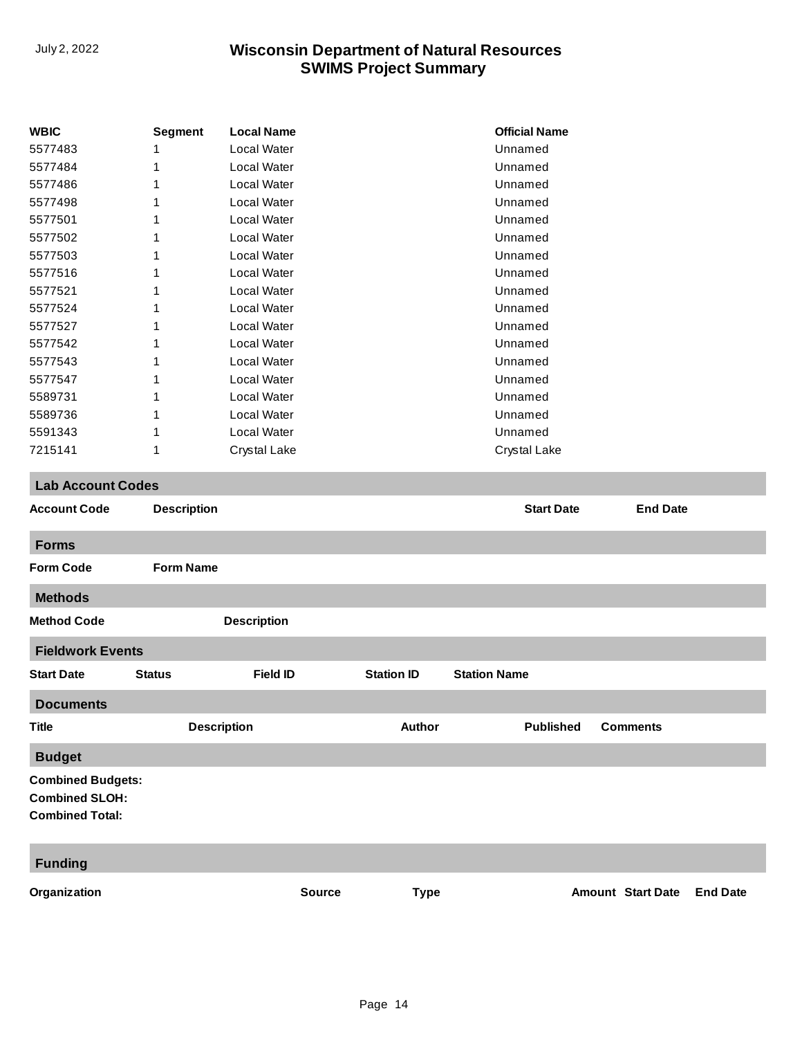| WBIC | Segment | Local Name | Official Name |
|---|---|---|---|
| 5577483 | 1 | Local Water | Unnamed |
| 5577484 | 1 | Local Water | Unnamed |
| 5577486 | 1 | Local Water | Unnamed |
| 5577498 | 1 | Local Water | Unnamed |
| 5577501 | 1 | Local Water | Unnamed |
| 5577502 | 1 | Local Water | Unnamed |
| 5577503 | 1 | Local Water | Unnamed |
| 5577516 | 1 | Local Water | Unnamed |
| 5577521 | 1 | Local Water | Unnamed |
| 5577524 | 1 | Local Water | Unnamed |
| 5577527 | 1 | Local Water | Unnamed |
| 5577542 | 1 | Local Water | Unnamed |
| 5577543 | 1 | Local Water | Unnamed |
| 5577547 | 1 | Local Water | Unnamed |
| 5589731 | 1 | Local Water | Unnamed |
| 5589736 | 1 | Local Water | Unnamed |
| 5591343 | 1 | Local Water | Unnamed |
| 7215141 | 1 | Crystal Lake | Crystal Lake |

## Lab Account Codes

| Account Code | Description | Start Date | End Date |
|---|---|---|---|

## Forms

| Form Code | Form Name |
|---|---|

## Methods

| Method Code | Description |
|---|---|

## Fieldwork Events

| Start Date | Status | Field ID | Station ID | Station Name |
|---|---|---|---|---|

## Documents

| Title | Description | Author | Published | Comments |
|---|---|---|---|---|

## Budget

**Combined Budgets:**
**Combined SLOH:**
**Combined Total:**

## Funding

| Organization | Source | Type | Amount | Start Date | End Date |
|---|---|---|---|---|---|